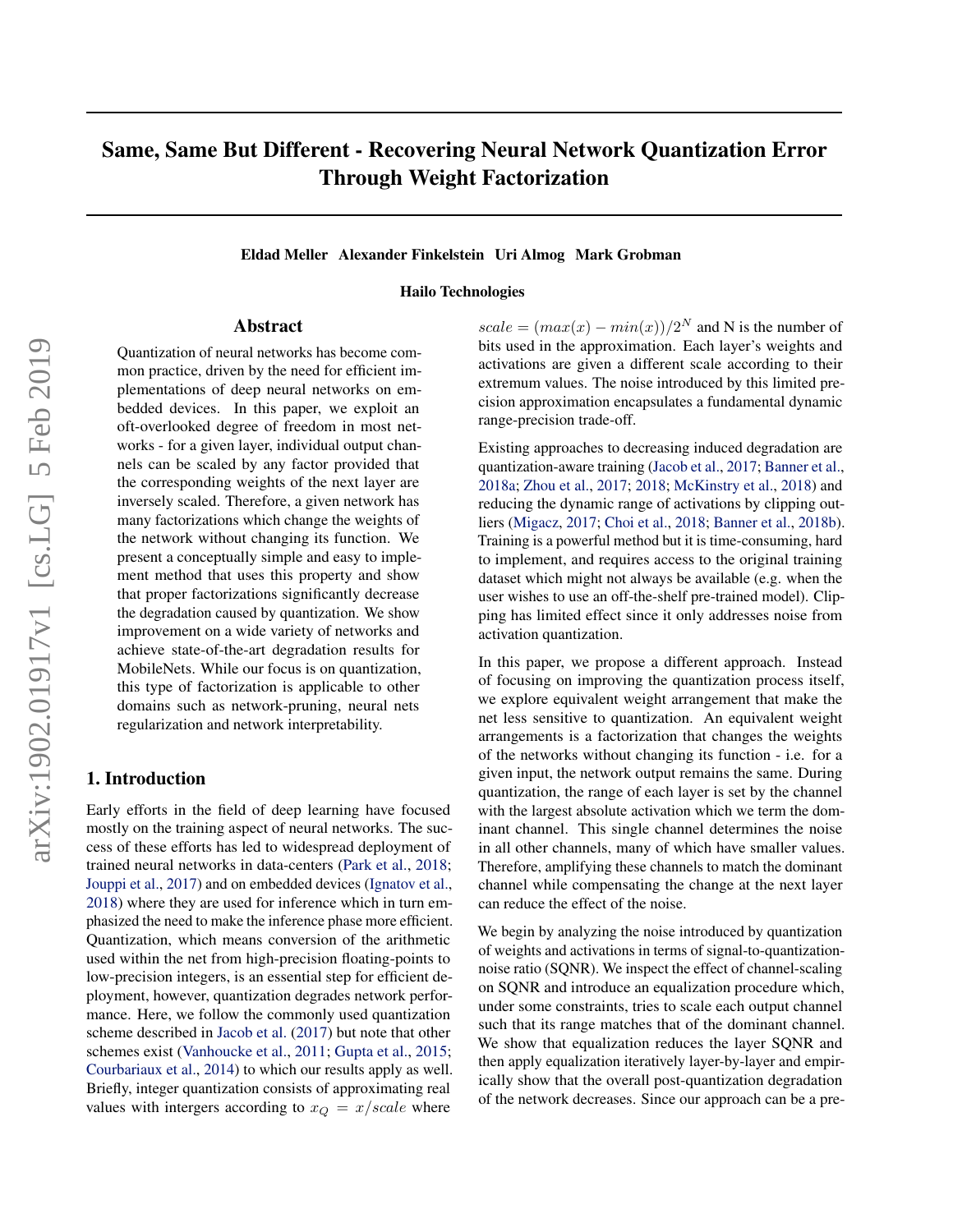# Same, Same But Different - Recovering Neural Network Quantization Error Through Weight Factorization

**Eldad Meller Alexander Finkelstein Uri Almog Mark Grobman**

**Hailo Technologies**

## Abstract

Quantization of neural networks has become common practice, driven by the need for efficient implementations of deep neural networks on embedded devices. In this paper, we exploit an oft-overlooked degree of freedom in most networks - for a given layer, individual output channels can be scaled by any factor provided that the corresponding weights of the next layer are inversely scaled. Therefore, a given network has many factorizations which change the weights of the network without changing its function. We present a conceptually simple and easy to implement method that uses this property and show that proper factorizations significantly decrease the degradation caused by quantization. We show improvement on a wide variety of networks and achieve state-of-the-art degradation results for MobileNets. While our focus is on quantization, this type of factorization is applicable to other domains such as network-pruning, neural nets regularization and network interpretability.

## 1. Introduction

Early efforts in the field of deep learning have focused mostly on the training aspect of neural networks. The success of these efforts has led to widespread deployment of trained neural networks in data-centers (Park et al., 2018; Jouppi et al., 2017) and on embedded devices (Ignatov et al., 2018) where they are used for inference which in turn emphasized the need to make the inference phase more efficient. Quantization, which means conversion of the arithmetic used within the net from high-precision floating-points to low-precision integers, is an essential step for efficient deployment, however, quantization degrades network performance. Here, we follow the commonly used quantization scheme described in Jacob et al. (2017) but note that other schemes exist (Vanhoucke et al., 2011; Gupta et al., 2015; Courbariaux et al., 2014) to which our results apply as well. Briefly, integer quantization consists of approximating real values with intergers according to $x_Q = x/scale$ where $scale = (max(x) - min(x))/2^N$ and N is the number of bits used in the approximation. Each layer's weights and activations are given a different scale according to their extremum values. The noise introduced by this limited precision approximation encapsulates a fundamental dynamic range-precision trade-off.

Existing approaches to decreasing induced degradation are quantization-aware training (Jacob et al., 2017; Banner et al., 2018a; Zhou et al., 2017; 2018; McKinstry et al., 2018) and reducing the dynamic range of activations by clipping outliers (Migacz, 2017; Choi et al., 2018; Banner et al., 2018b). Training is a powerful method but it is time-consuming, hard to implement, and requires access to the original training dataset which might not always be available (e.g. when the user wishes to use an off-the-shelf pre-trained model). Clipping has limited effect since it only addresses noise from activation quantization.

In this paper, we propose a different approach. Instead of focusing on improving the quantization process itself, we explore equivalent weight arrangement that make the net less sensitive to quantization. An equivalent weight arrangements is a factorization that changes the weights of the networks without changing its function - i.e. for a given input, the network output remains the same. During quantization, the range of each layer is set by the channel with the largest absolute activation which we term the dominant channel. This single channel determines the noise in all other channels, many of which have smaller values. Therefore, amplifying these channels to match the dominant channel while compensating the change at the next layer can reduce the effect of the noise.

We begin by analyzing the noise introduced by quantization of weights and activations in terms of signal-to-quantization-noise ratio (SQNR). We inspect the effect of channel-scaling on SQNR and introduce an equalization procedure which, under some constraints, tries to scale each output channel such that its range matches that of the dominant channel. We show that equalization reduces the layer SQNR and then apply equalization iteratively layer-by-layer and empirically show that the overall post-quantization degradation of the network decreases. Since our approach can be a pre-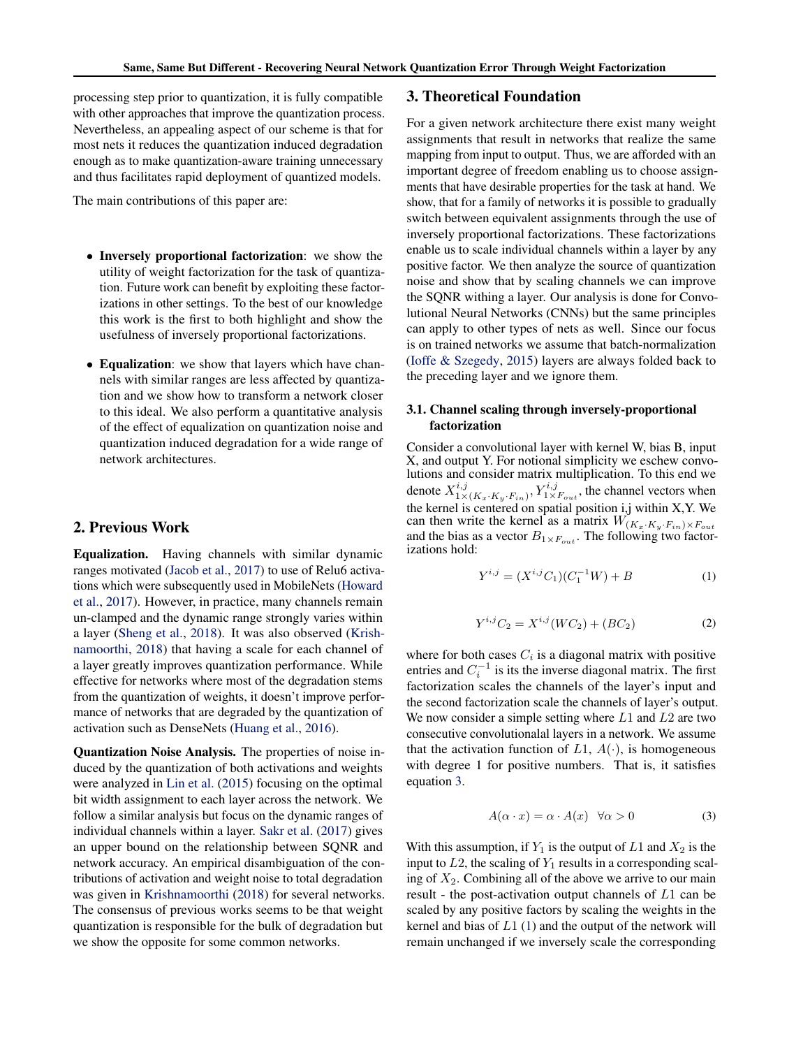processing step prior to quantization, it is fully compatible with other approaches that improve the quantization process. Nevertheless, an appealing aspect of our scheme is that for most nets it reduces the quantization induced degradation enough as to make quantization-aware training unnecessary and thus facilitates rapid deployment of quantized models.

The main contributions of this paper are:

- **Inversely proportional factorization**: we show the utility of weight factorization for the task of quantization. Future work can benefit by exploiting these factorizations in other settings. To the best of our knowledge this work is the first to both highlight and show the usefulness of inversely proportional factorizations.
- **Equalization**: we show that layers which have channels with similar ranges are less affected by quantization and we show how to transform a network closer to this ideal. We also perform a quantitative analysis of the effect of equalization on quantization noise and quantization induced degradation for a wide range of network architectures.

## 2. Previous Work

**Equalization.** Having channels with similar dynamic ranges motivated (Jacob et al., 2017) to use of Relu6 activations which were subsequently used in MobileNets (Howard et al., 2017). However, in practice, many channels remain un-clamped and the dynamic range strongly varies within a layer (Sheng et al., 2018). It was also observed (Krishnamoorthi, 2018) that having a scale for each channel of a layer greatly improves quantization performance. While effective for networks where most of the degradation stems from the quantization of weights, it doesn't improve performance of networks that are degraded by the quantization of activation such as DenseNets (Huang et al., 2016).

**Quantization Noise Analysis.** The properties of noise induced by the quantization of both activations and weights were analyzed in Lin et al. (2015) focusing on the optimal bit width assignment to each layer across the network. We follow a similar analysis but focus on the dynamic ranges of individual channels within a layer. Sakr et al. (2017) gives an upper bound on the relationship between SQNR and network accuracy. An empirical disambiguation of the contributions of activation and weight noise to total degradation was given in Krishnamoorthi (2018) for several networks. The consensus of previous works seems to be that weight quantization is responsible for the bulk of degradation but we show the opposite for some common networks.

## 3. Theoretical Foundation

For a given network architecture there exist many weight assignments that result in networks that realize the same mapping from input to output. Thus, we are afforded with an important degree of freedom enabling us to choose assignments that have desirable properties for the task at hand. We show, that for a family of networks it is possible to gradually switch between equivalent assignments through the use of inversely proportional factorizations. These factorizations enable us to scale individual channels within a layer by any positive factor. We then analyze the source of quantization noise and show that by scaling channels we can improve the SQNR withing a layer. Our analysis is done for Convolutional Neural Networks (CNNs) but the same principles can apply to other types of nets as well. Since our focus is on trained networks we assume that batch-normalization (Ioffe & Szegedy, 2015) layers are always folded back to the preceding layer and we ignore them.

### 3.1. Channel scaling through inversely-proportional factorization

Consider a convolutional layer with kernel W, bias B, input X, and output Y. For notional simplicity we eschew convolutions and consider matrix multiplication. To this end we denote $X^{i,j}_{1\times(K_x\cdot K_y\cdot F_{in})}$, $Y^{i,j}_{1\times F_{out}}$, the channel vectors when the kernel is centered on spatial position i,j within X,Y. We can then write the kernel as a matrix $W_{(K_x\cdot K_y\cdot F_{in})\times F_{out}}$ and the bias as a vector $B_{1\times F_{out}}$. The following two factorizations hold:

$$Y^{i,j} = (X^{i,j}C_1)(C_1^{-1}W) + B \tag{1}$$

$$Y^{i,j}C_2 = X^{i,j}(WC_2) + (BC_2) \tag{2}$$

where for both cases $C_i$ is a diagonal matrix with positive entries and $C_i^{-1}$ is its the inverse diagonal matrix. The first factorization scales the channels of the layer's input and the second factorization scale the channels of layer's output. We now consider a simple setting where $L1$ and $L2$ are two consecutive convolutionalal layers in a network. We assume that the activation function of $L1$, $A(\cdot)$, is homogeneous with degree 1 for positive numbers. That is, it satisfies equation 3.

$$A(\alpha\cdot x) = \alpha\cdot A(x) \quad \forall\alpha > 0 \tag{3}$$

With this assumption, if $Y_1$ is the output of $L1$ and $X_2$ is the input to $L2$, the scaling of $Y_1$ results in a corresponding scaling of $X_2$. Combining all of the above we arrive to our main result - the post-activation output channels of $L1$ can be scaled by any positive factors by scaling the weights in the kernel and bias of $L1$ (1) and the output of the network will remain unchanged if we inversely scale the corresponding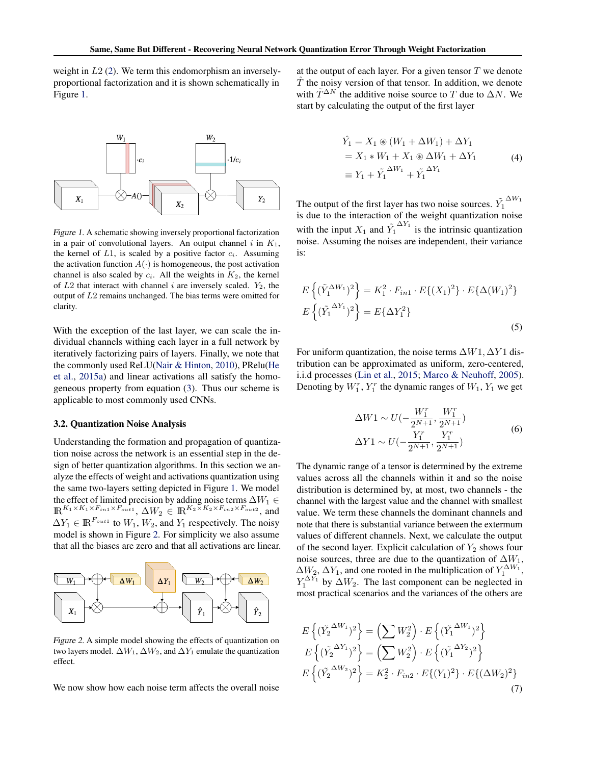weight in $L2$ (2). We term this endomorphism an inversely-proportional factorization and it is shown schematically in Figure 1.

*Figure 1.* A schematic showing inversely proportional factorization in a pair of convolutional layers. An output channel $i$ in $K_1$, the kernel of $L1$, is scaled by a positive factor $c_i$. Assuming the activation function $A(\cdot)$ is homogeneous, the post activation channel is also scaled by $c_i$. All the weights in $K_2$, the kernel of $L2$ that interact with channel $i$ are inversely scaled. $Y_2$, the output of $L2$ remains unchanged. The bias terms were omitted for clarity.

With the exception of the last layer, we can scale the individual channels withing each layer in a full network by iteratively factorizing pairs of layers. Finally, we note that the commonly used ReLU(Nair & Hinton, 2010), PRelu(He et al., 2015a) and linear activations all satisfy the homogeneous property from equation (3). Thus our scheme is applicable to most commonly used CNNs.

### 3.2. Quantization Noise Analysis

Understanding the formation and propagation of quantization noise across the network is an essential step in the design of better quantization algorithms. In this section we analyze the effects of weight and activations quantization using the same two-layers setting depicted in Figure 1. We model the effect of limited precision by adding noise terms $\Delta W_1 \in \mathbb{R}^{K_1 \times K_1 \times F_{in1} \times F_{out1}}$, $\Delta W_2 \in \mathbb{R}^{K_2 \times K_2 \times F_{in2} \times F_{out2}}$, and $\Delta Y_1 \in \mathbb{R}^{F_{out1}}$ to $W_1$, $W_2$, and $Y_1$ respectively. The noisy model is shown in Figure 2. For simplicity we also assume that all the biases are zero and that all activations are linear.

*Figure 2.* A simple model showing the effects of quantization on two layers model. $\Delta W_1$, $\Delta W_2$, and $\Delta Y_1$ emulate the quantization effect.

We now show how each noise term affects the overall noise at the output of each layer. For a given tensor $T$ we denote $\hat{T}$ the noisy version of that tensor. In addition, we denote with $\tilde{T}^{\Delta N}$ the additive noise source to $T$ due to $\Delta N$. We start by calculating the output of the first layer

$$
\begin{aligned}
\hat{Y_1} &= X_1 \circledast (W_1 + \Delta W_1) + \Delta Y_1 \\
&= X_1 * W_1 + X_1 \circledast \Delta W_1 + \Delta Y_1 \\
&\equiv Y_1 + \tilde{Y_1}^{\Delta W_1} + \tilde{Y_1}^{\Delta Y_1}
\end{aligned}
\tag{4}
$$

The output of the first layer has two noise sources. $\tilde{Y_1}^{\Delta W_1}$ is due to the interaction of the weight quantization noise with the input $X_1$ and $\tilde{Y_1}^{\Delta Y_1}$ is the intrinsic quantization noise. Assuming the noises are independent, their variance is:

$$
\begin{aligned}
E\left\{(\tilde{Y}_1^{\Delta W_1})^2\right\} &= K_1^2 \cdot F_{in1} \cdot E\{(X_1)^2\} \cdot E\{\Delta(W_1)^2\} \\
E\left\{(\tilde{Y_1}^{\Delta Y_1})^2\right\} &= E\{\Delta Y_1^2\}
\end{aligned}
\tag{5}
$$

For uniform quantization, the noise terms $\Delta W1, \Delta Y1$ distribution can be approximated as uniform, zero-centered, i.i.d processes (Lin et al., 2015; Marco & Neuhoff, 2005). Denoting by $W_1^r$, $Y_1^r$ the dynamic ranges of $W_1$, $Y_1$ we get

$$
\begin{aligned}
\Delta W1 &\sim U\left(-\frac{W_1^r}{2^{N+1}}, \frac{W_1^r}{2^{N+1}}\right) \\
\Delta Y1 &\sim U\left(-\frac{Y_1^r}{2^{N+1}}, \frac{Y_1^r}{2^{N+1}}\right)
\end{aligned}
\tag{6}
$$

The dynamic range of a tensor is determined by the extreme values across all the channels within it and so the noise distribution is determined by, at most, two channels - the channel with the largest value and the channel with smallest value. We term these channels the dominant channels and note that there is substantial variance between the extermum values of different channels. Next, we calculate the output of the second layer. Explicit calculation of $Y_2$ shows four noise sources, three are due to the quantization of $\Delta W_1$, $\Delta W_2$, $\Delta Y_1$, and one rooted in the multiplication of $Y_1^{\Delta W_1}$, $Y_1^{\Delta Y_1}$ by $\Delta W_2$. The last component can be neglected in most practical scenarios and the variances of the others are

$$
\begin{aligned}
E\left\{(\tilde{Y_2}^{\Delta W_1})^2\right\} &= \left(\sum W_2^2\right) \cdot E\left\{(\tilde{Y_1}^{\Delta W_1})^2\right\} \\
E\left\{(\tilde{Y_2}^{\Delta Y_1})^2\right\} &= \left(\sum W_2^2\right) \cdot E\left\{(\tilde{Y_1}^{\Delta Y_2})^2\right\} \\
E\left\{(\tilde{Y_2}^{\Delta W_2})^2\right\} &= K_2^2 \cdot F_{in2} \cdot E\{(Y_1)^2\} \cdot E\{(\Delta W_2)^2\}
\end{aligned}
\tag{7}
$$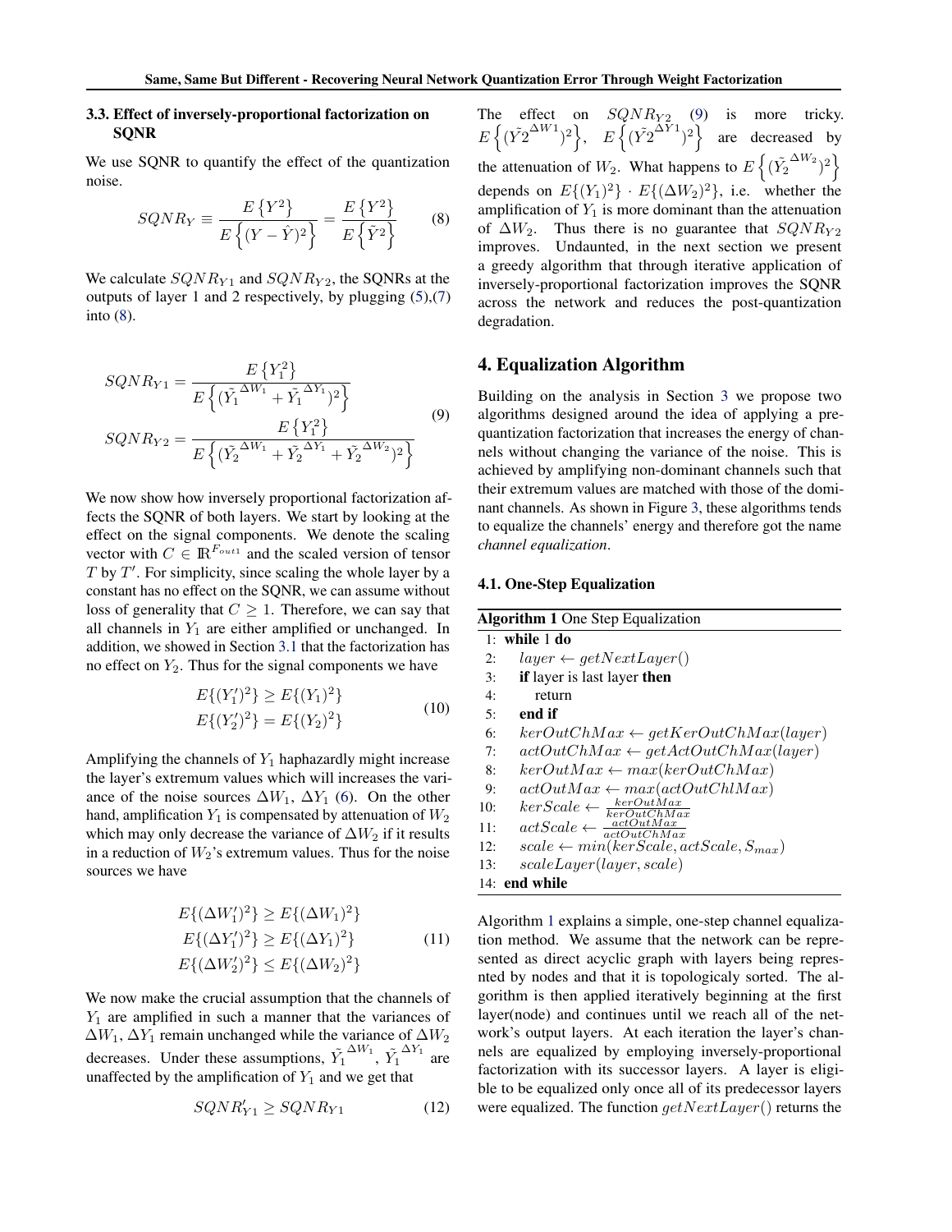### 3.3. Effect of inversely-proportional factorization on SQNR

We use SQNR to quantify the effect of the quantization noise.

$$SQNR_Y \equiv \frac{E\left\{Y^2\right\}}{E\left\{(Y-\hat{Y})^2\right\}} = \frac{E\left\{Y^2\right\}}{E\left\{\tilde{Y}^2\right\}} \tag{8}$$

We calculate $SQNR_{Y1}$ and $SQNR_{Y2}$, the SQNRs at the outputs of layer 1 and 2 respectively, by plugging (5),(7) into (8).

$$\begin{aligned} SQNR_{Y1} &= \frac{E\left\{Y_1^2\right\}}{E\left\{(\tilde{Y}_1^{\Delta W_1} + \tilde{Y}_1^{\Delta Y_1})^2\right\}} \\ SQNR_{Y2} &= \frac{E\left\{Y_1^2\right\}}{E\left\{(\tilde{Y}_2^{\Delta W_1} + \tilde{Y}_2^{\Delta Y_1} + \tilde{Y}_2^{\Delta W_2})^2\right\}} \end{aligned} \tag{9}$$

We now show how inversely proportional factorization affects the SQNR of both layers. We start by looking at the effect on the signal components. We denote the scaling vector with $C \in \mathbb{R}^{F_{out1}}$ and the scaled version of tensor $T$ by $T'$. For simplicity, since scaling the whole layer by a constant has no effect on the SQNR, we can assume without loss of generality that $C \geq 1$. Therefore, we can say that all channels in $Y_1$ are either amplified or unchanged. In addition, we showed in Section 3.1 that the factorization has no effect on $Y_2$. Thus for the signal components we have

$$\begin{aligned} E\{(Y_1')^2\} &\geq E\{(Y_1)^2\} \\ E\{(Y_2')^2\} &= E\{(Y_2)^2\} \end{aligned} \tag{10}$$

Amplifying the channels of $Y_1$ haphazardly might increase the layer's extremum values which will increases the variance of the noise sources $\Delta W_1$, $\Delta Y_1$ (6). On the other hand, amplification $Y_1$ is compensated by attenuation of $W_2$ which may only decrease the variance of $\Delta W_2$ if it results in a reduction of $W_2$'s extremum values. Thus for the noise sources we have

$$\begin{aligned} E\{(\Delta W_1')^2\} &\geq E\{(\Delta W_1)^2\} \\ E\{(\Delta Y_1')^2\} &\geq E\{(\Delta Y_1)^2\} \\ E\{(\Delta W_2')^2\} &\leq E\{(\Delta W_2)^2\} \end{aligned} \tag{11}$$

We now make the crucial assumption that the channels of $Y_1$ are amplified in such a manner that the variances of $\Delta W_1$, $\Delta Y_1$ remain unchanged while the variance of $\Delta W_2$ decreases. Under these assumptions, $\tilde{Y}_1^{\Delta W_1}$, $\tilde{Y}_1^{\Delta Y_1}$ are unaffected by the amplification of $Y_1$ and we get that

$$SQNR_{Y1}' \geq SQNR_{Y1} \tag{12}$$

The effect on $SQNR_{Y2}$ (9) is more tricky. $E\left\{(\tilde{Y2}^{\Delta W1})^2\right\}$, $E\left\{(\tilde{Y2}^{\Delta Y1})^2\right\}$ are decreased by the attenuation of $W_2$. What happens to $E\left\{(\tilde{Y_2}^{\Delta W_2})^2\right\}$ depends on $E\{(Y_1)^2\} \cdot E\{(\Delta W_2)^2\}$, i.e. whether the amplification of $Y_1$ is more dominant than the attenuation of $\Delta W_2$. Thus there is no guarantee that $SQNR_{Y2}$ improves. Undaunted, in the next section we present a greedy algorithm that through iterative application of inversely-proportional factorization improves the SQNR across the network and reduces the post-quantization degradation.

## 4. Equalization Algorithm

Building on the analysis in Section 3 we propose two algorithms designed around the idea of applying a pre-quantization factorization that increases the energy of channels without changing the variance of the noise. This is achieved by amplifying non-dominant channels such that their extremum values are matched with those of the dominant channels. As shown in Figure 3, these algorithms tends to equalize the channels' energy and therefore got the name *channel equalization*.

### 4.1. One-Step Equalization

**Algorithm 1** One Step Equalization

```
1:  while 1 do
2:      layer ← getNextLayer()
3:      if layer is last layer then
4:          return
5:      end if
6:      kerOutChMax ← getKerOutChMax(layer)
7:      actOutChMax ← getActOutChMax(layer)
8:      kerOutMax ← max(kerOutChMax)
9:      actOutMax ← max(actOutChlMax)
10:     kerScale ← kerOutMax / kerOutChMax
11:     actScale ← actOutMax / actOutChMax
12:     scale ← min(kerScale, actScale, S_max)
13:     scaleLayer(layer, scale)
14: end while
```

Algorithm 1 explains a simple, one-step channel equalization method. We assume that the network can be represented as direct acyclic graph with layers being represnted by nodes and that it is topologicaly sorted. The algorithm is then applied iteratively beginning at the first layer(node) and continues until we reach all of the network's output layers. At each iteration the layer's channels are equalized by employing inversely-proportional factorization with its successor layers. A layer is eligible to be equalized only once all of its predecessor layers were equalized. The function $getNextLayer()$ returns the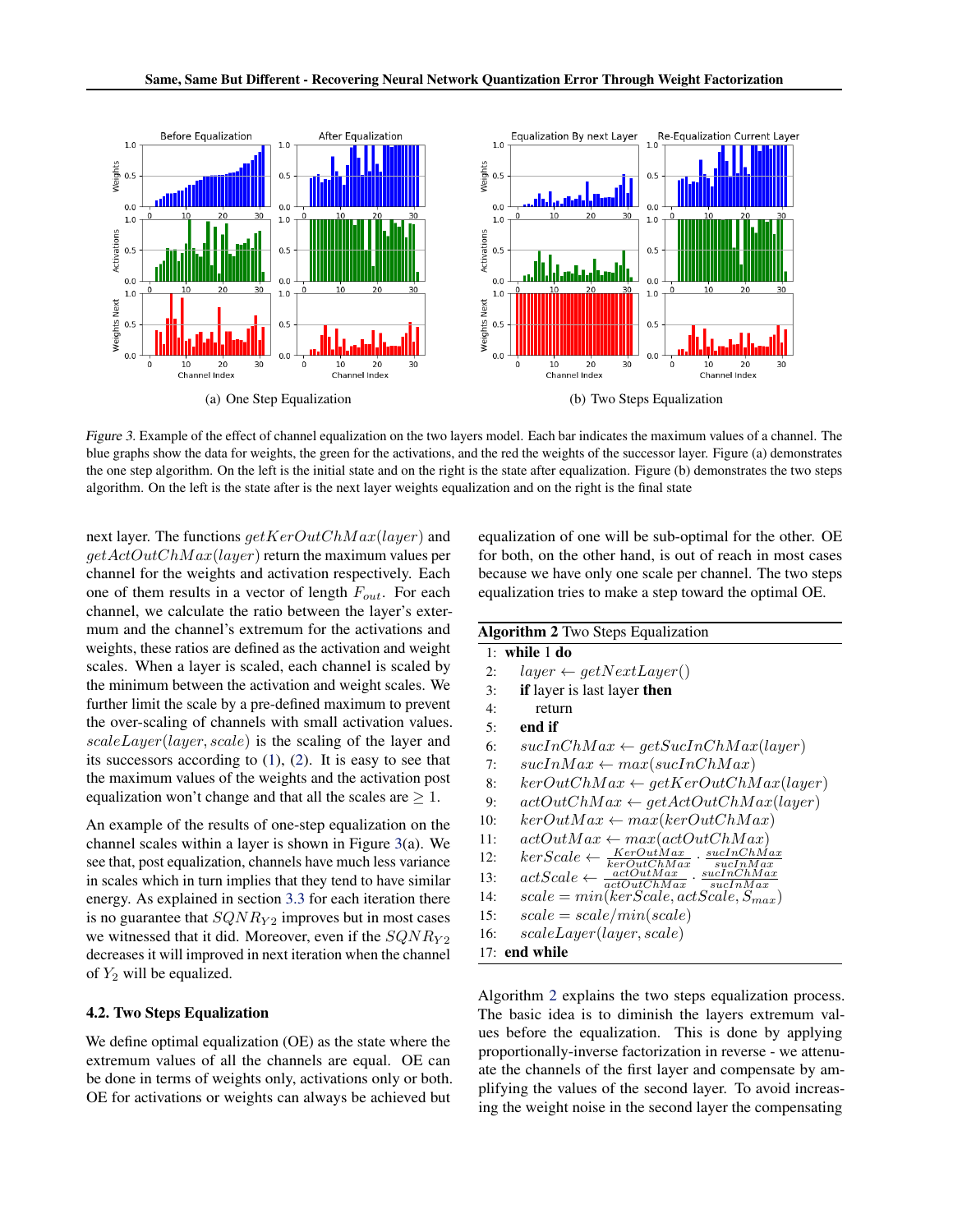(a) One Step Equalization

(b) Two Steps Equalization

*Figure 3.* Example of the effect of channel equalization on the two layers model. Each bar indicates the maximum values of a channel. The blue graphs show the data for weights, the green for the activations, and the red the weights of the successor layer. Figure (a) demonstrates the one step algorithm. On the left is the initial state and on the right is the state after equalization. Figure (b) demonstrates the two steps algorithm. On the left is the state after is the next layer weights equalization and on the right is the final state

next layer. The functions $getKerOutChMax(layer)$ and $getActOutChMax(layer)$ return the maximum values per channel for the weights and activation respectively. Each one of them results in a vector of length $F_{out}$. For each channel, we calculate the ratio between the layer's extermum and the channel's extremum for the activations and weights, these ratios are defined as the activation and weight scales. When a layer is scaled, each channel is scaled by the minimum between the activation and weight scales. We further limit the scale by a pre-defined maximum to prevent the over-scaling of channels with small activation values. $scaleLayer(layer, scale)$ is the scaling of the layer and its successors according to (1), (2). It is easy to see that the maximum values of the weights and the activation post equalization won't change and that all the scales are $\geq 1$.

An example of the results of one-step equalization on the channel scales within a layer is shown in Figure 3(a). We see that, post equalization, channels have much less variance in scales which in turn implies that they tend to have similar energy. As explained in section 3.3 for each iteration there is no guarantee that $SQNR_{Y2}$ improves but in most cases we witnessed that it did. Moreover, even if the $SQNR_{Y2}$ decreases it will improved in next iteration when the channel of $Y_2$ will be equalized.

### 4.2. Two Steps Equalization

We define optimal equalization (OE) as the state where the extremum values of all the channels are equal. OE can be done in terms of weights only, activations only or both. OE for activations or weights can always be achieved but equalization of one will be sub-optimal for the other. OE for both, on the other hand, is out of reach in most cases because we have only one scale per channel. The two steps equalization tries to make a step toward the optimal OE.

**Algorithm 2** Two Steps Equalization

```
1:  while 1 do
2:    layer ← getNextLayer()
3:    if layer is last layer then
4:      return
5:    end if
6:    sucInChMax ← getSucInChMax(layer)
7:    sucInMax ← max(sucInChMax)
8:    kerOutChMax ← getKerOutChMax(layer)
9:    actOutChMax ← getActOutChMax(layer)
10:   kerOutMax ← max(kerOutChMax)
11:   actOutMax ← max(actOutChMax)
12:   kerScale ← (KerOutMax / kerOutChMax) · (sucInChMax / sucInMax)
13:   actScale ← (actOutMax / actOutChMax) · (sucInChMax / sucInMax)
14:   scale = min(kerScale, actScale, S_max)
15:   scale = scale/min(scale)
16:   scaleLayer(layer, scale)
17: end while
```

Algorithm 2 explains the two steps equalization process. The basic idea is to diminish the layers extremum values before the equalization. This is done by applying proportionally-inverse factorization in reverse - we attenuate the channels of the first layer and compensate by amplifying the values of the second layer. To avoid increasing the weight noise in the second layer the compensating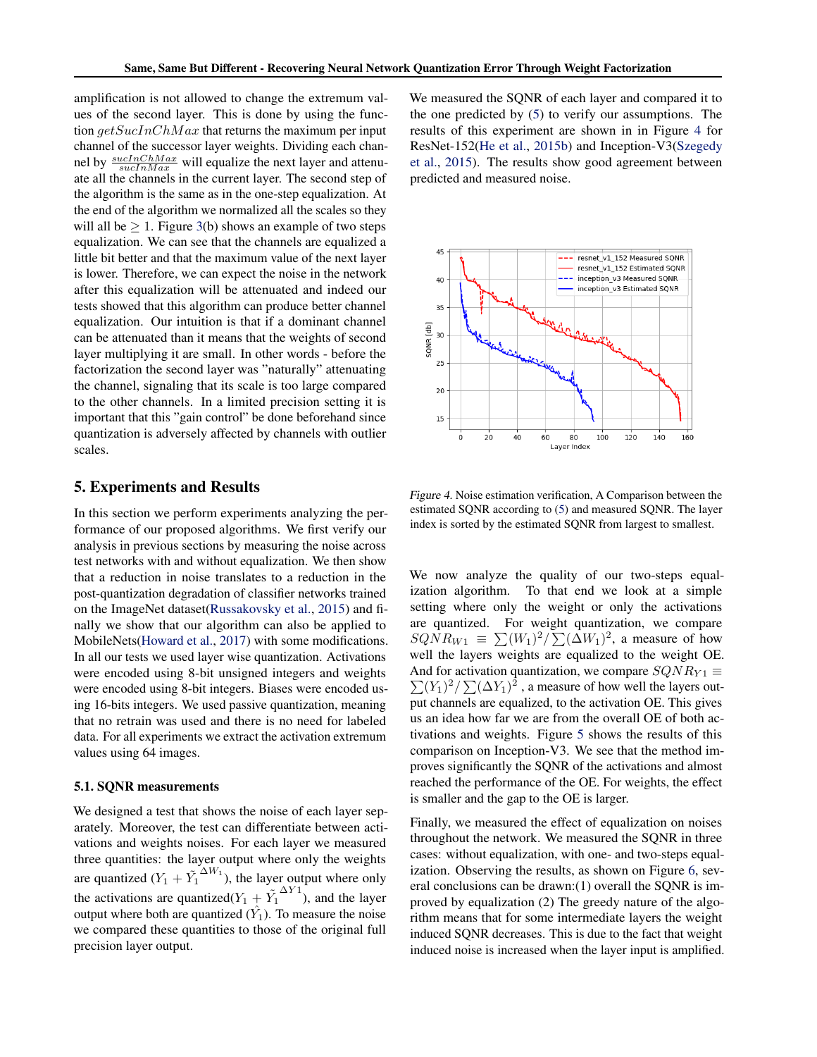amplification is not allowed to change the extremum values of the second layer. This is done by using the function $getSucInChMax$ that returns the maximum per input channel of the successor layer weights. Dividing each channel by $\frac{sucInChMax}{sucInMax}$ will equalize the next layer and attenuate all the channels in the current layer. The second step of the algorithm is the same as in the one-step equalization. At the end of the algorithm we normalized all the scales so they will all be $\geq 1$. Figure 3(b) shows an example of two steps equalization. We can see that the channels are equalized a little bit better and that the maximum value of the next layer is lower. Therefore, we can expect the noise in the network after this equalization will be attenuated and indeed our tests showed that this algorithm can produce better channel equalization. Our intuition is that if a dominant channel can be attenuated than it means that the weights of second layer multiplying it are small. In other words - before the factorization the second layer was "naturally" attenuating the channel, signaling that its scale is too large compared to the other channels. In a limited precision setting it is important that this "gain control" be done beforehand since quantization is adversely affected by channels with outlier scales.

## 5. Experiments and Results

In this section we perform experiments analyzing the performance of our proposed algorithms. We first verify our analysis in previous sections by measuring the noise across test networks with and without equalization. We then show that a reduction in noise translates to a reduction in the post-quantization degradation of classifier networks trained on the ImageNet dataset(Russakovsky et al., 2015) and finally we show that our algorithm can also be applied to MobileNets(Howard et al., 2017) with some modifications. In all our tests we used layer wise quantization. Activations were encoded using 8-bit unsigned integers and weights were encoded using 8-bit integers. Biases were encoded using 16-bits integers. We used passive quantization, meaning that no retrain was used and there is no need for labeled data. For all experiments we extract the activation extremum values using 64 images.

### 5.1. SQNR measurements

We designed a test that shows the noise of each layer separately. Moreover, the test can differentiate between activations and weights noises. For each layer we measured three quantities: the layer output where only the weights are quantized ($Y_1 + \tilde{Y_1}^{\Delta W_1}$), the layer output where only the activations are quantized($Y_1 + \tilde{Y_1}^{\Delta Y1}$), and the layer output where both are quantized ($\hat{Y_1}$). To measure the noise we compared these quantities to those of the original full precision layer output.

We measured the SQNR of each layer and compared it to the one predicted by (5) to verify our assumptions. The results of this experiment are shown in in Figure 4 for ResNet-152(He et al., 2015b) and Inception-V3(Szegedy et al., 2015). The results show good agreement between predicted and measured noise.

*Figure 4.* Noise estimation verification, A Comparison between the estimated SQNR according to (5) and measured SQNR. The layer index is sorted by the estimated SQNR from largest to smallest.

We now analyze the quality of our two-steps equalization algorithm. To that end we look at a simple setting where only the weight or only the activations are quantized. For weight quantization, we compare $SQNR_{W1} \equiv \sum(W_1)^2 / \sum(\Delta W_1)^2$, a measure of how well the layers weights are equalized to the weight OE. And for activation quantization, we compare $SQNR_{Y1} \equiv \sum(Y_1)^2 / \sum(\Delta Y_1)^2$ , a measure of how well the layers output channels are equalized, to the activation OE. This gives us an idea how far we are from the overall OE of both activations and weights. Figure 5 shows the results of this comparison on Inception-V3. We see that the method improves significantly the SQNR of the activations and almost reached the performance of the OE. For weights, the effect is smaller and the gap to the OE is larger.

Finally, we measured the effect of equalization on noises throughout the network. We measured the SQNR in three cases: without equalization, with one- and two-steps equalization. Observing the results, as shown on Figure 6, several conclusions can be drawn:(1) overall the SQNR is improved by equalization (2) The greedy nature of the algorithm means that for some intermediate layers the weight induced SQNR decreases. This is due to the fact that weight induced noise is increased when the layer input is amplified.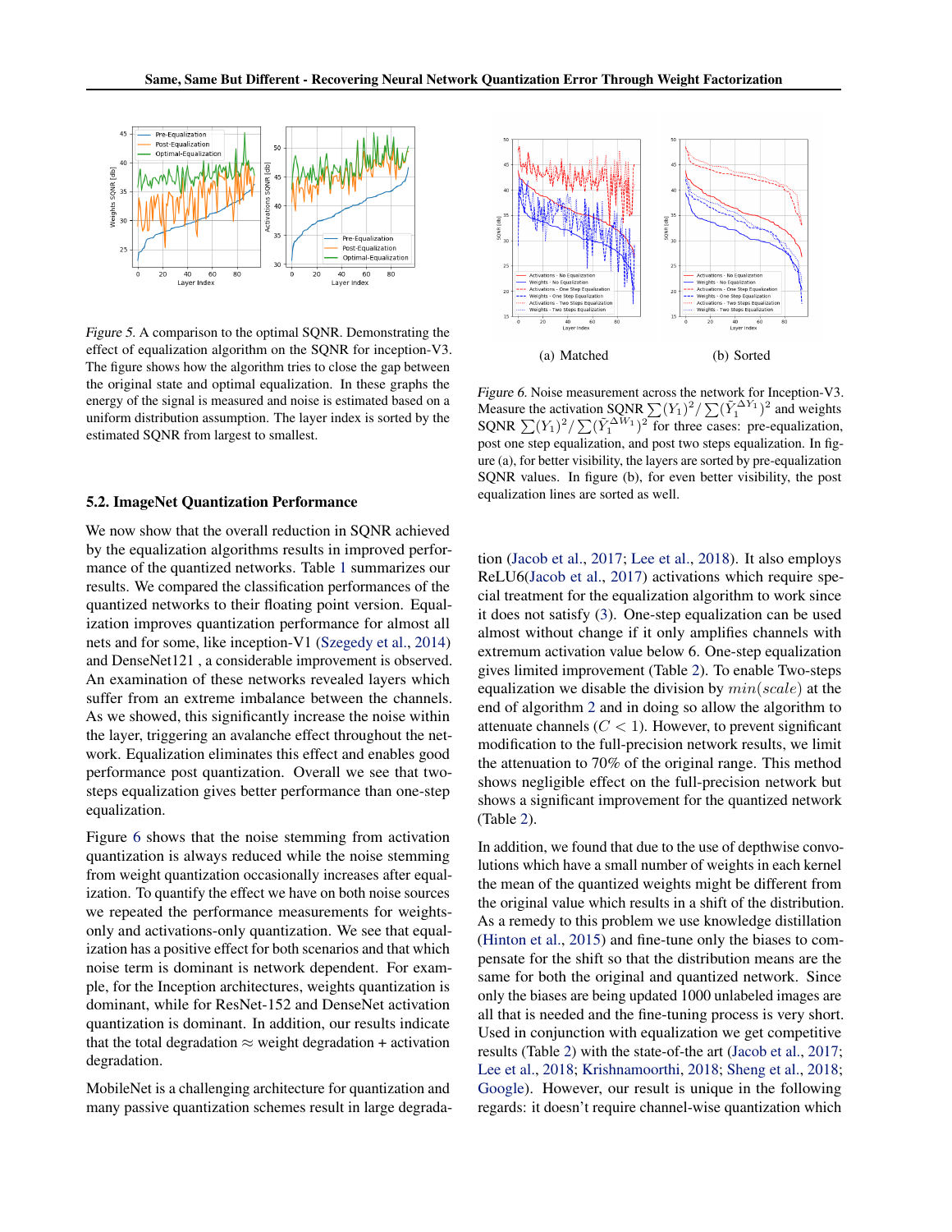*Figure 5.* A comparison to the optimal SQNR. Demonstrating the effect of equalization algorithm on the SQNR for inception-V3. The figure shows how the algorithm tries to close the gap between the original state and optimal equalization. In these graphs the energy of the signal is measured and noise is estimated based on a uniform distribution assumption. The layer index is sorted by the estimated SQNR from largest to smallest.

(a) Matched (b) Sorted

*Figure 6.* Noise measurement across the network for Inception-V3. Measure the activation SQNR $\sum(Y_1)^2/\sum(\tilde{Y}_1^{\Delta Y_1})^2$ and weights SQNR $\sum(Y_1)^2/\sum(\tilde{Y}_1^{\Delta W_1})^2$ for three cases: pre-equalization, post one step equalization, and post two steps equalization. In figure (a), for better visibility, the layers are sorted by pre-equalization SQNR values. In figure (b), for even better visibility, the post equalization lines are sorted as well.

### 5.2. ImageNet Quantization Performance

We now show that the overall reduction in SQNR achieved by the equalization algorithms results in improved performance of the quantized networks. Table 1 summarizes our results. We compared the classification performances of the quantized networks to their floating point version. Equalization improves quantization performance for almost all nets and for some, like inception-V1 (Szegedy et al., 2014) and DenseNet121 , a considerable improvement is observed. An examination of these networks revealed layers which suffer from an extreme imbalance between the channels. As we showed, this significantly increase the noise within the layer, triggering an avalanche effect throughout the network. Equalization eliminates this effect and enables good performance post quantization. Overall we see that two-steps equalization gives better performance than one-step equalization.

Figure 6 shows that the noise stemming from activation quantization is always reduced while the noise stemming from weight quantization occasionally increases after equalization. To quantify the effect we have on both noise sources we repeated the performance measurements for weights-only and activations-only quantization. We see that equalization has a positive effect for both scenarios and that which noise term is dominant is network dependent. For example, for the Inception architectures, weights quantization is dominant, while for ResNet-152 and DenseNet activation quantization is dominant. In addition, our results indicate that the total degradation $\approx$ weight degradation + activation degradation.

MobileNet is a challenging architecture for quantization and many passive quantization schemes result in large degradation (Jacob et al., 2017; Lee et al., 2018). It also employs ReLU6(Jacob et al., 2017) activations which require special treatment for the equalization algorithm to work since it does not satisfy (3). One-step equalization can be used almost without change if it only amplifies channels with extremum activation value below 6. One-step equalization gives limited improvement (Table 2). To enable Two-steps equalization we disable the division by $min(scale)$ at the end of algorithm 2 and in doing so allow the algorithm to attenuate channels ($C < 1$). However, to prevent significant modification to the full-precision network results, we limit the attenuation to 70% of the original range. This method shows negligible effect on the full-precision network but shows a significant improvement for the quantized network (Table 2).

In addition, we found that due to the use of depthwise convolutions which have a small number of weights in each kernel the mean of the quantized weights might be different from the original value which results in a shift of the distribution. As a remedy to this problem we use knowledge distillation (Hinton et al., 2015) and fine-tune only the biases to compensate for the shift so that the distribution means are the same for both the original and quantized network. Since only the biases are being updated 1000 unlabeled images are all that is needed and the fine-tuning process is very short. Used in conjunction with equalization we get competitive results (Table 2) with the state-of-the art (Jacob et al., 2017; Lee et al., 2018; Krishnamoorthi, 2018; Sheng et al., 2018; Google). However, our result is unique in the following regards: it doesn't require channel-wise quantization which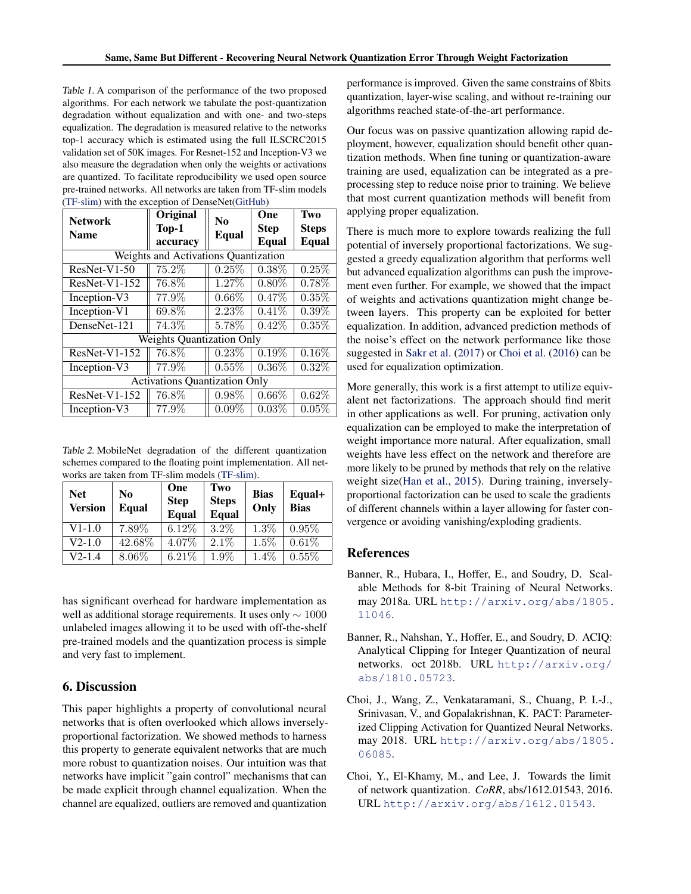Table 1. A comparison of the performance of the two proposed algorithms. For each network we tabulate the post-quantization degradation without equalization and with one- and two-steps equalization. The degradation is measured relative to the networks top-1 accuracy which is estimated using the full ILSCRC2015 validation set of 50K images. For Resnet-152 and Inception-V3 we also measure the degradation when only the weights or activations are quantized. To facilitate reproducibility we used open source pre-trained networks. All networks are taken from TF-slim models (TF-slim) with the exception of DenseNet(GitHub)

| Network Name | Original Top-1 accuracy | No Equal | One Step Equal | Two Steps Equal |
|---|---|---|---|---|
| Weights and Activations Quantization | | | | |
| ResNet-V1-50 | 75.2% | 0.25% | 0.38% | 0.25% |
| ResNet-V1-152 | 76.8% | 1.27% | 0.80% | 0.78% |
| Inception-V3 | 77.9% | 0.66% | 0.47% | 0.35% |
| Inception-V1 | 69.8% | 2.23% | 0.41% | 0.39% |
| DenseNet-121 | 74.3% | 5.78% | 0.42% | 0.35% |
| Weights Quantization Only | | | | |
| ResNet-V1-152 | 76.8% | 0.23% | 0.19% | 0.16% |
| Inception-V3 | 77.9% | 0.55% | 0.36% | 0.32% |
| Activations Quantization Only | | | | |
| ResNet-V1-152 | 76.8% | 0.98% | 0.66% | 0.62% |
| Inception-V3 | 77.9% | 0.09% | 0.03% | 0.05% |

Table 2. MobileNet degradation of the different quantization schemes compared to the floating point implementation. All networks are taken from TF-slim models (TF-slim).

| Net Version | No Equal | One Step Equal | Two Steps Equal | Bias Only | Equal+ Bias |
|---|---|---|---|---|---|
| V1-1.0 | 7.89% | 6.12% | 3.2% | 1.3% | 0.95% |
| V2-1.0 | 42.68% | 4.07% | 2.1% | 1.5% | 0.61% |
| V2-1.4 | 8.06% | 6.21% | 1.9% | 1.4% | 0.55% |

has significant overhead for hardware implementation as well as additional storage requirements. It uses only $\sim 1000$ unlabeled images allowing it to be used with off-the-shelf pre-trained models and the quantization process is simple and very fast to implement.

## 6. Discussion

This paper highlights a property of convolutional neural networks that is often overlooked which allows inversely-proportional factorization. We showed methods to harness this property to generate equivalent networks that are much more robust to quantization noises. Our intuition was that networks have implicit "gain control" mechanisms that can be made explicit through channel equalization. When the channel are equalized, outliers are removed and quantization performance is improved. Given the same constrains of 8bits quantization, layer-wise scaling, and without re-training our algorithms reached state-of-the-art performance.

Our focus was on passive quantization allowing rapid deployment, however, equalization should benefit other quantization methods. When fine tuning or quantization-aware training are used, equalization can be integrated as a pre-processing step to reduce noise prior to training. We believe that most current quantization methods will benefit from applying proper equalization.

There is much more to explore towards realizing the full potential of inversely proportional factorizations. We suggested a greedy equalization algorithm that performs well but advanced equalization algorithms can push the improvement even further. For example, we showed that the impact of weights and activations quantization might change between layers. This property can be exploited for better equalization. In addition, advanced prediction methods of the noise's effect on the network performance like those suggested in Sakr et al. (2017) or Choi et al. (2016) can be used for equalization optimization.

More generally, this work is a first attempt to utilize equivalent net factorizations. The approach should find merit in other applications as well. For pruning, activation only equalization can be employed to make the interpretation of weight importance more natural. After equalization, small weights have less effect on the network and therefore are more likely to be pruned by methods that rely on the relative weight size(Han et al., 2015). During training, inversely-proportional factorization can be used to scale the gradients of different channels within a layer allowing for faster convergence or avoiding vanishing/exploding gradients.

## References

Banner, R., Hubara, I., Hoffer, E., and Soudry, D. Scalable Methods for 8-bit Training of Neural Networks. may 2018a. URL http://arxiv.org/abs/1805.11046.

Banner, R., Nahshan, Y., Hoffer, E., and Soudry, D. ACIQ: Analytical Clipping for Integer Quantization of neural networks. oct 2018b. URL http://arxiv.org/abs/1810.05723.

Choi, J., Wang, Z., Venkataramani, S., Chuang, P. I.-J., Srinivasan, V., and Gopalakrishnan, K. PACT: Parameterized Clipping Activation for Quantized Neural Networks. may 2018. URL http://arxiv.org/abs/1805.06085.

Choi, Y., El-Khamy, M., and Lee, J. Towards the limit of network quantization. *CoRR*, abs/1612.01543, 2016. URL http://arxiv.org/abs/1612.01543.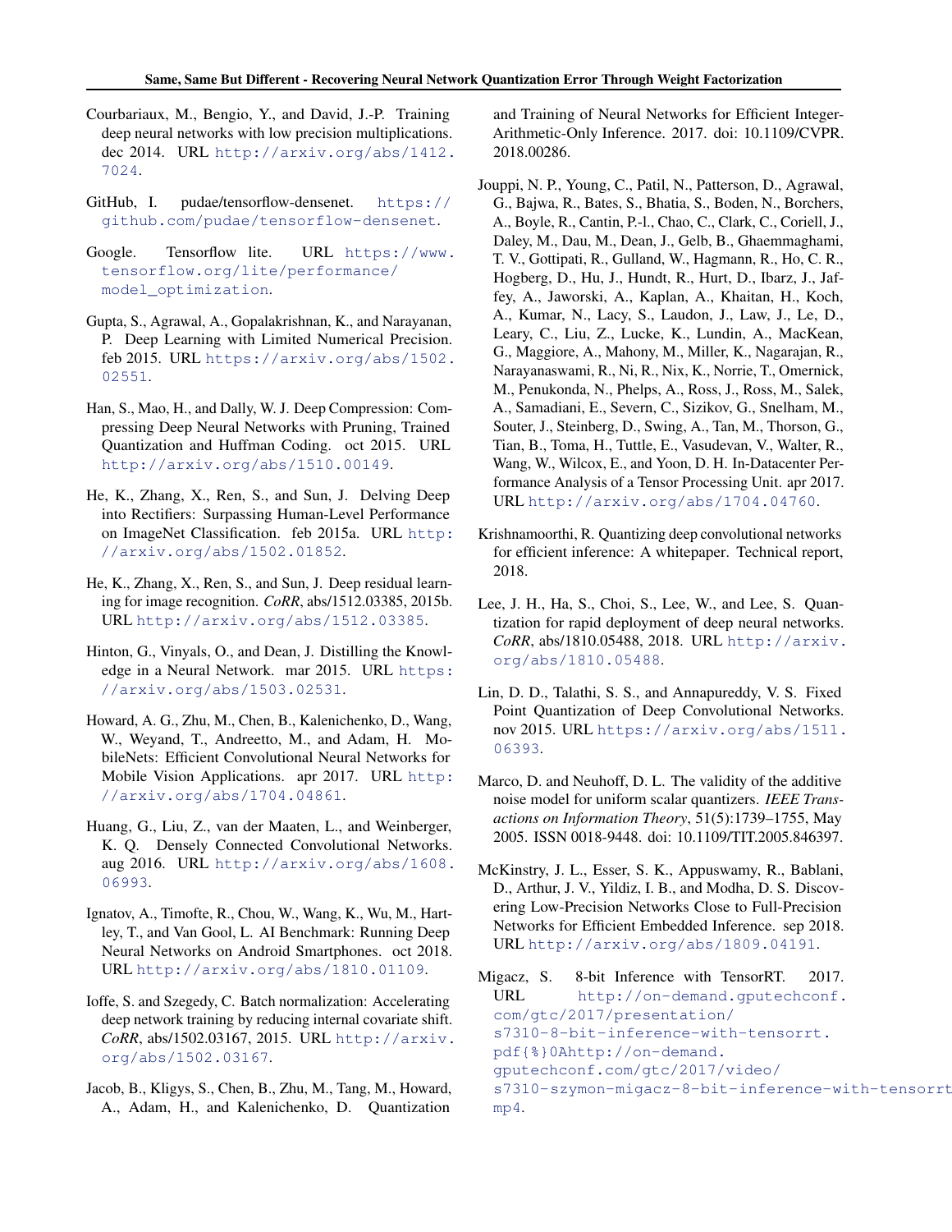Courbariaux, M., Bengio, Y., and David, J.-P. Training deep neural networks with low precision multiplications. dec 2014. URL http://arxiv.org/abs/1412.7024.

GitHub, I. pudae/tensorflow-densenet. https://github.com/pudae/tensorflow-densenet.

Google. Tensorflow lite. URL https://www.tensorflow.org/lite/performance/model_optimization.

Gupta, S., Agrawal, A., Gopalakrishnan, K., and Narayanan, P. Deep Learning with Limited Numerical Precision. feb 2015. URL https://arxiv.org/abs/1502.02551.

Han, S., Mao, H., and Dally, W. J. Deep Compression: Compressing Deep Neural Networks with Pruning, Trained Quantization and Huffman Coding. oct 2015. URL http://arxiv.org/abs/1510.00149.

He, K., Zhang, X., Ren, S., and Sun, J. Delving Deep into Rectifiers: Surpassing Human-Level Performance on ImageNet Classification. feb 2015a. URL http://arxiv.org/abs/1502.01852.

He, K., Zhang, X., Ren, S., and Sun, J. Deep residual learning for image recognition. *CoRR*, abs/1512.03385, 2015b. URL http://arxiv.org/abs/1512.03385.

Hinton, G., Vinyals, O., and Dean, J. Distilling the Knowledge in a Neural Network. mar 2015. URL https://arxiv.org/abs/1503.02531.

Howard, A. G., Zhu, M., Chen, B., Kalenichenko, D., Wang, W., Weyand, T., Andreetto, M., and Adam, H. MobileNets: Efficient Convolutional Neural Networks for Mobile Vision Applications. apr 2017. URL http://arxiv.org/abs/1704.04861.

Huang, G., Liu, Z., van der Maaten, L., and Weinberger, K. Q. Densely Connected Convolutional Networks. aug 2016. URL http://arxiv.org/abs/1608.06993.

Ignatov, A., Timofte, R., Chou, W., Wang, K., Wu, M., Hartley, T., and Van Gool, L. AI Benchmark: Running Deep Neural Networks on Android Smartphones. oct 2018. URL http://arxiv.org/abs/1810.01109.

Ioffe, S. and Szegedy, C. Batch normalization: Accelerating deep network training by reducing internal covariate shift. *CoRR*, abs/1502.03167, 2015. URL http://arxiv.org/abs/1502.03167.

Jacob, B., Kligys, S., Chen, B., Zhu, M., Tang, M., Howard, A., Adam, H., and Kalenichenko, D. Quantization and Training of Neural Networks for Efficient Integer-Arithmetic-Only Inference. 2017. doi: 10.1109/CVPR.2018.00286.

Jouppi, N. P., Young, C., Patil, N., Patterson, D., Agrawal, G., Bajwa, R., Bates, S., Bhatia, S., Boden, N., Borchers, A., Boyle, R., Cantin, P.-l., Chao, C., Clark, C., Coriell, J., Daley, M., Dau, M., Dean, J., Gelb, B., Ghaemmaghami, T. V., Gottipati, R., Gulland, W., Hagmann, R., Ho, C. R., Hogberg, D., Hu, J., Hundt, R., Hurt, D., Ibarz, J., Jaffey, A., Jaworski, A., Kaplan, A., Khaitan, H., Koch, A., Kumar, N., Lacy, S., Laudon, J., Law, J., Le, D., Leary, C., Liu, Z., Lucke, K., Lundin, A., MacKean, G., Maggiore, A., Mahony, M., Miller, K., Nagarajan, R., Narayanaswami, R., Ni, R., Nix, K., Norrie, T., Omernick, M., Penukonda, N., Phelps, A., Ross, J., Ross, M., Salek, A., Samadiani, E., Severn, C., Sizikov, G., Snelham, M., Souter, J., Steinberg, D., Swing, A., Tan, M., Thorson, G., Tian, B., Toma, H., Tuttle, E., Vasudevan, V., Walter, R., Wang, W., Wilcox, E., and Yoon, D. H. In-Datacenter Performance Analysis of a Tensor Processing Unit. apr 2017. URL http://arxiv.org/abs/1704.04760.

Krishnamoorthi, R. Quantizing deep convolutional networks for efficient inference: A whitepaper. Technical report, 2018.

Lee, J. H., Ha, S., Choi, S., Lee, W., and Lee, S. Quantization for rapid deployment of deep neural networks. *CoRR*, abs/1810.05488, 2018. URL http://arxiv.org/abs/1810.05488.

Lin, D. D., Talathi, S. S., and Annapureddy, V. S. Fixed Point Quantization of Deep Convolutional Networks. nov 2015. URL https://arxiv.org/abs/1511.06393.

Marco, D. and Neuhoff, D. L. The validity of the additive noise model for uniform scalar quantizers. *IEEE Transactions on Information Theory*, 51(5):1739–1755, May 2005. ISSN 0018-9448. doi: 10.1109/TIT.2005.846397.

McKinstry, J. L., Esser, S. K., Appuswamy, R., Bablani, D., Arthur, J. V., Yildiz, I. B., and Modha, D. S. Discovering Low-Precision Networks Close to Full-Precision Networks for Efficient Embedded Inference. sep 2018. URL http://arxiv.org/abs/1809.04191.

Migacz, S. 8-bit Inference with TensorRT. 2017. URL http://on-demand.gputechconf.com/gtc/2017/presentation/s7310-8-bit-inference-with-tensorrt.pdf{%}0Ahttp://on-demand.gputechconf.com/gtc/2017/video/s7310-szymon-migacz-8-bit-inference-with-tensorrt.mp4.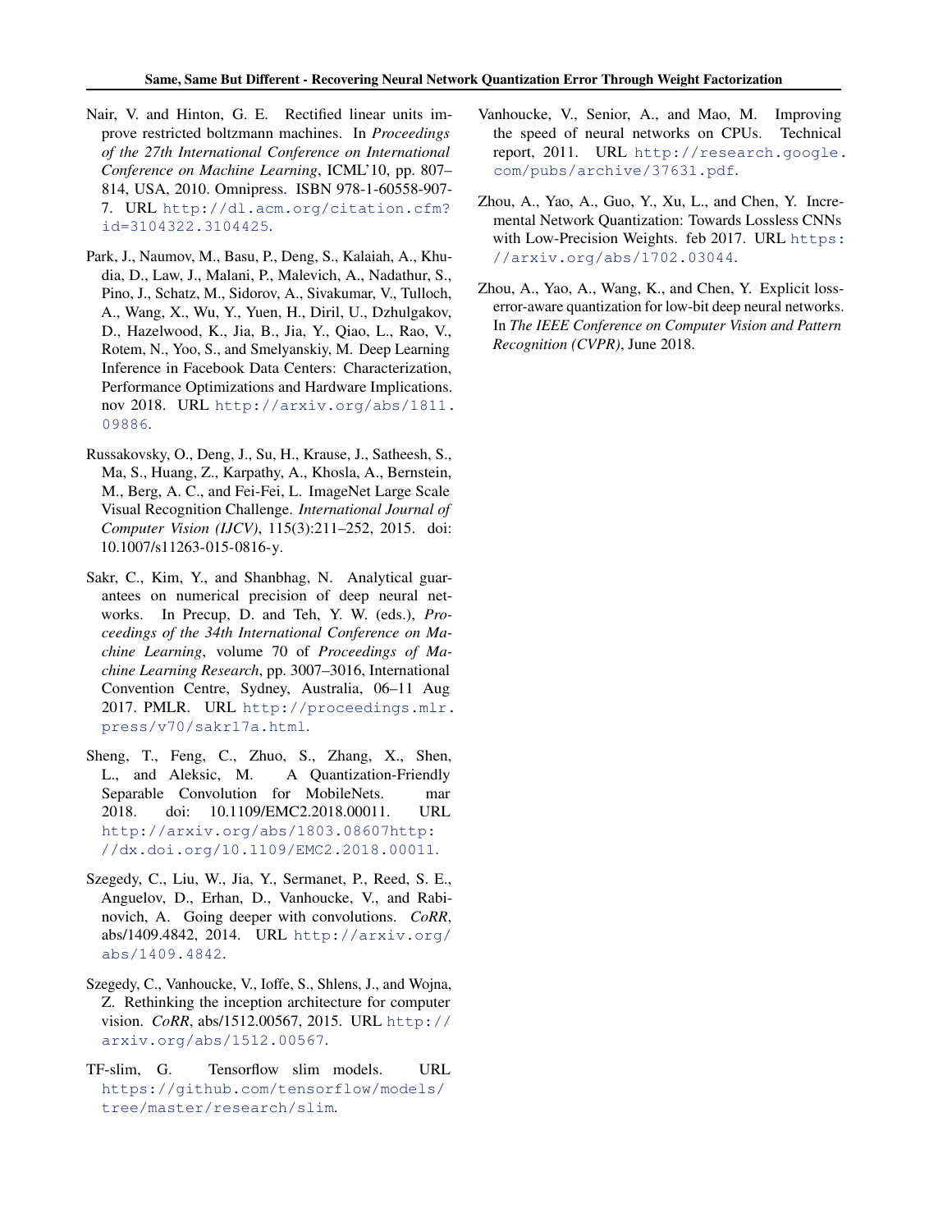Nair, V. and Hinton, G. E. Rectified linear units improve restricted boltzmann machines. In *Proceedings of the 27th International Conference on International Conference on Machine Learning*, ICML'10, pp. 807–814, USA, 2010. Omnipress. ISBN 978-1-60558-907-7. URL http://dl.acm.org/citation.cfm?id=3104322.3104425.

Park, J., Naumov, M., Basu, P., Deng, S., Kalaiah, A., Khudia, D., Law, J., Malani, P., Malevich, A., Nadathur, S., Pino, J., Schatz, M., Sidorov, A., Sivakumar, V., Tulloch, A., Wang, X., Wu, Y., Yuen, H., Diril, U., Dzhulgakov, D., Hazelwood, K., Jia, B., Jia, Y., Qiao, L., Rao, V., Rotem, N., Yoo, S., and Smelyanskiy, M. Deep Learning Inference in Facebook Data Centers: Characterization, Performance Optimizations and Hardware Implications. nov 2018. URL http://arxiv.org/abs/1811.09886.

Russakovsky, O., Deng, J., Su, H., Krause, J., Satheesh, S., Ma, S., Huang, Z., Karpathy, A., Khosla, A., Bernstein, M., Berg, A. C., and Fei-Fei, L. ImageNet Large Scale Visual Recognition Challenge. *International Journal of Computer Vision (IJCV)*, 115(3):211–252, 2015. doi: 10.1007/s11263-015-0816-y.

Sakr, C., Kim, Y., and Shanbhag, N. Analytical guarantees on numerical precision of deep neural networks. In Precup, D. and Teh, Y. W. (eds.), *Proceedings of the 34th International Conference on Machine Learning*, volume 70 of *Proceedings of Machine Learning Research*, pp. 3007–3016, International Convention Centre, Sydney, Australia, 06–11 Aug 2017. PMLR. URL http://proceedings.mlr.press/v70/sakr17a.html.

Sheng, T., Feng, C., Zhuo, S., Zhang, X., Shen, L., and Aleksic, M. A Quantization-Friendly Separable Convolution for MobileNets. mar 2018. doi: 10.1109/EMC2.2018.00011. URL http://arxiv.org/abs/1803.08607http://dx.doi.org/10.1109/EMC2.2018.00011.

Szegedy, C., Liu, W., Jia, Y., Sermanet, P., Reed, S. E., Anguelov, D., Erhan, D., Vanhoucke, V., and Rabinovich, A. Going deeper with convolutions. *CoRR*, abs/1409.4842, 2014. URL http://arxiv.org/abs/1409.4842.

Szegedy, C., Vanhoucke, V., Ioffe, S., Shlens, J., and Wojna, Z. Rethinking the inception architecture for computer vision. *CoRR*, abs/1512.00567, 2015. URL http://arxiv.org/abs/1512.00567.

TF-slim, G. Tensorflow slim models. URL https://github.com/tensorflow/models/tree/master/research/slim.

Vanhoucke, V., Senior, A., and Mao, M. Improving the speed of neural networks on CPUs. Technical report, 2011. URL http://research.google.com/pubs/archive/37631.pdf.

Zhou, A., Yao, A., Guo, Y., Xu, L., and Chen, Y. Incremental Network Quantization: Towards Lossless CNNs with Low-Precision Weights. feb 2017. URL https://arxiv.org/abs/1702.03044.

Zhou, A., Yao, A., Wang, K., and Chen, Y. Explicit loss-error-aware quantization for low-bit deep neural networks. In *The IEEE Conference on Computer Vision and Pattern Recognition (CVPR)*, June 2018.